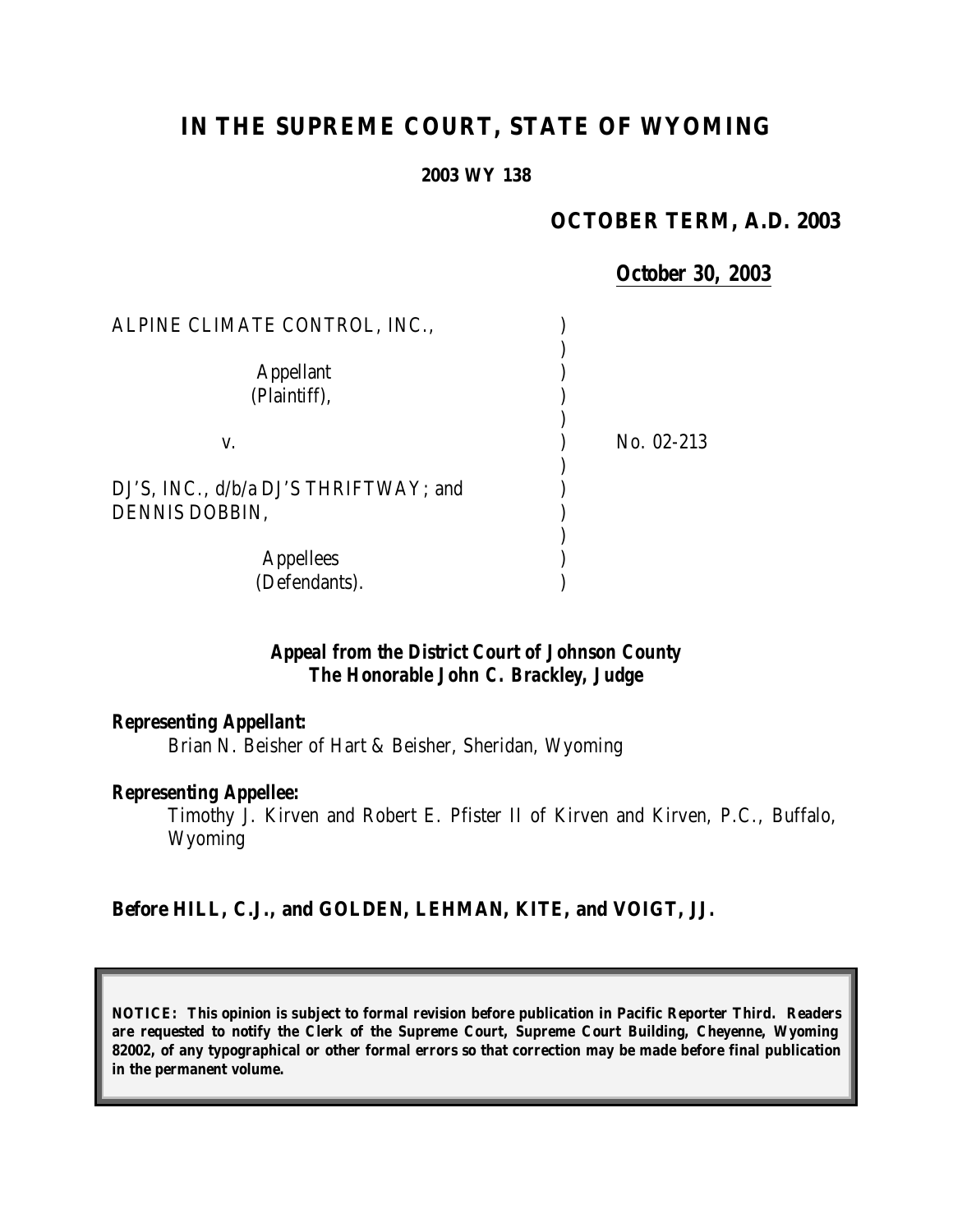# IN THE SUPREME COURT, STATE OF WYOMING

**2003 WY 138**

**OCTOBER TERM, A.D. 2003**

***October 30, 2003***

ALPINE CLIMATE CONTROL, INC.,

Appellant
(Plaintiff),

v.

DJ'S, INC., d/b/a DJ'S THRIFTWAY; and
DENNIS DOBBIN,

Appellees
(Defendants).

No. 02-213

***Appeal from the District Court of Johnson County***
***The Honorable John C. Brackley, Judge***

***Representing Appellant:***
Brian N. Beisher of Hart & Beisher, Sheridan, Wyoming

***Representing Appellee:***
Timothy J. Kirven and Robert E. Pfister II of Kirven and Kirven, P.C., Buffalo, Wyoming

**Before HILL, C.J., and GOLDEN, LEHMAN, KITE, and VOIGT, JJ.**

**NOTICE: This opinion is subject to formal revision before publication in Pacific Reporter Third. Readers are requested to notify the Clerk of the Supreme Court, Supreme Court Building, Cheyenne, Wyoming 82002, of any typographical or other formal errors so that correction may be made before final publication in the permanent volume.**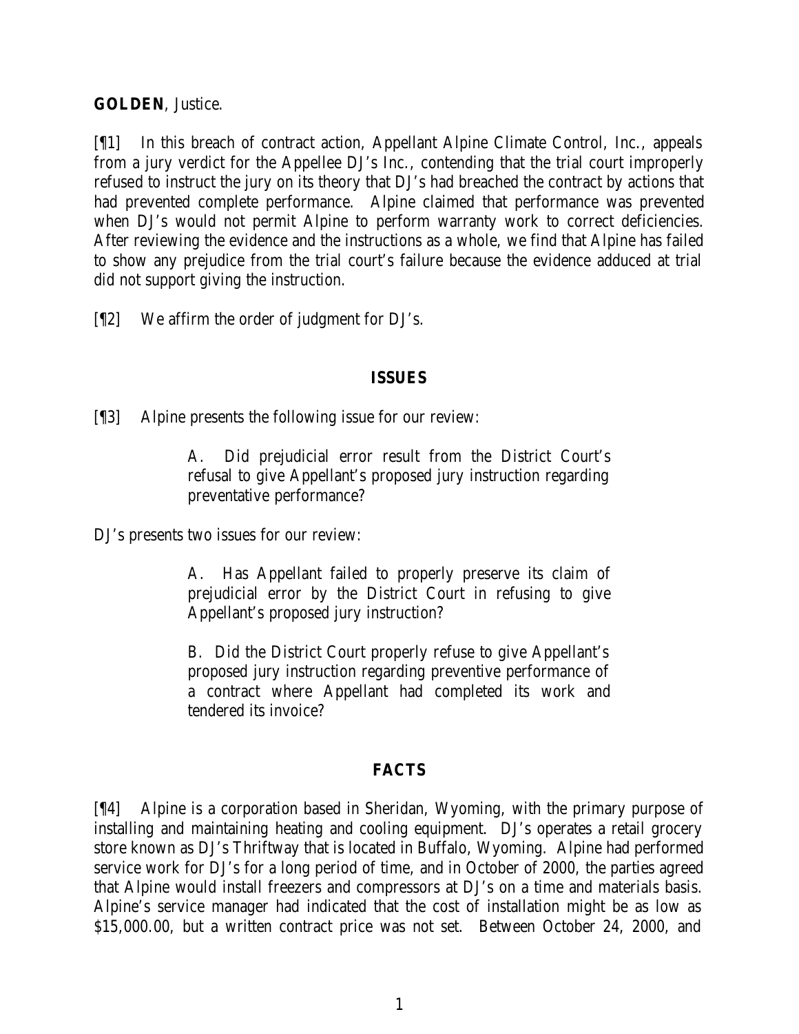**GOLDEN**, Justice.

[¶1] In this breach of contract action, Appellant Alpine Climate Control, Inc., appeals from a jury verdict for the Appellee DJ's Inc., contending that the trial court improperly refused to instruct the jury on its theory that DJ's had breached the contract by actions that had prevented complete performance. Alpine claimed that performance was prevented when DJ's would not permit Alpine to perform warranty work to correct deficiencies. After reviewing the evidence and the instructions as a whole, we find that Alpine has failed to show any prejudice from the trial court's failure because the evidence adduced at trial did not support giving the instruction.

[¶2] We affirm the order of judgment for DJ's.

## ISSUES

[¶3] Alpine presents the following issue for our review:

> A. Did prejudicial error result from the District Court's refusal to give Appellant's proposed jury instruction regarding preventative performance?

DJ's presents two issues for our review:

> A. Has Appellant failed to properly preserve its claim of prejudicial error by the District Court in refusing to give Appellant's proposed jury instruction?
>
> B. Did the District Court properly refuse to give Appellant's proposed jury instruction regarding preventive performance of a contract where Appellant had completed its work and tendered its invoice?

## FACTS

[¶4] Alpine is a corporation based in Sheridan, Wyoming, with the primary purpose of installing and maintaining heating and cooling equipment. DJ's operates a retail grocery store known as DJ's Thriftway that is located in Buffalo, Wyoming. Alpine had performed service work for DJ's for a long period of time, and in October of 2000, the parties agreed that Alpine would install freezers and compressors at DJ's on a time and materials basis. Alpine's service manager had indicated that the cost of installation might be as low as $15,000.00, but a written contract price was not set. Between October 24, 2000, and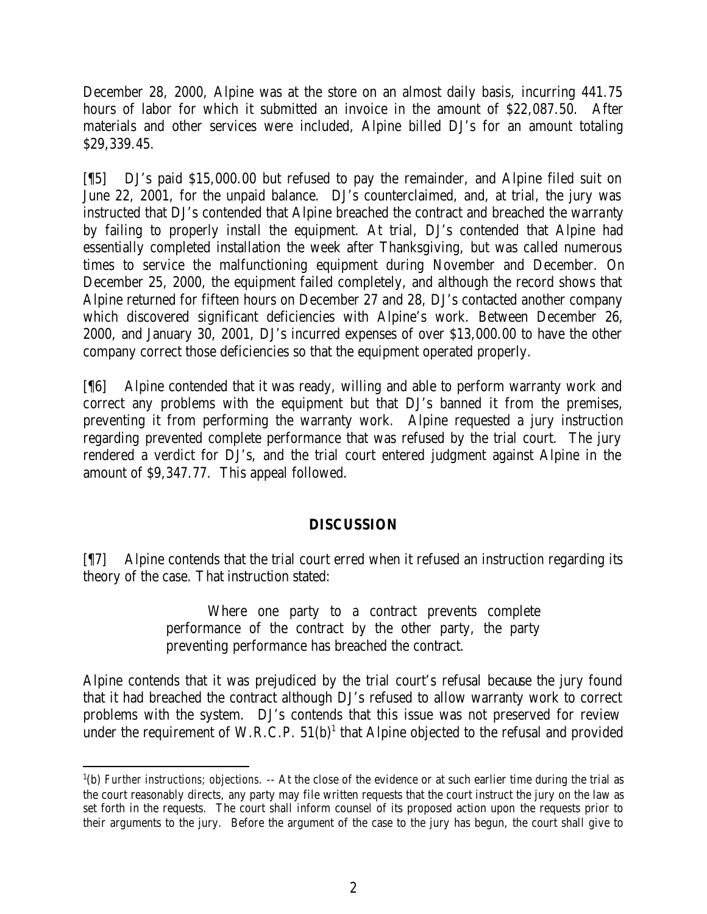December 28, 2000, Alpine was at the store on an almost daily basis, incurring 441.75 hours of labor for which it submitted an invoice in the amount of $22,087.50. After materials and other services were included, Alpine billed DJ's for an amount totaling $29,339.45.

[¶5] DJ's paid $15,000.00 but refused to pay the remainder, and Alpine filed suit on June 22, 2001, for the unpaid balance. DJ's counterclaimed, and, at trial, the jury was instructed that DJ's contended that Alpine breached the contract and breached the warranty by failing to properly install the equipment. At trial, DJ's contended that Alpine had essentially completed installation the week after Thanksgiving, but was called numerous times to service the malfunctioning equipment during November and December. On December 25, 2000, the equipment failed completely, and although the record shows that Alpine returned for fifteen hours on December 27 and 28, DJ's contacted another company which discovered significant deficiencies with Alpine's work. Between December 26, 2000, and January 30, 2001, DJ's incurred expenses of over $13,000.00 to have the other company correct those deficiencies so that the equipment operated properly.

[¶6] Alpine contended that it was ready, willing and able to perform warranty work and correct any problems with the equipment but that DJ's banned it from the premises, preventing it from performing the warranty work. Alpine requested a jury instruction regarding prevented complete performance that was refused by the trial court. The jury rendered a verdict for DJ's, and the trial court entered judgment against Alpine in the amount of $9,347.77. This appeal followed.

## DISCUSSION

[¶7] Alpine contends that the trial court erred when it refused an instruction regarding its theory of the case. That instruction stated:

> Where one party to a contract prevents complete performance of the contract by the other party, the party preventing performance has breached the contract.

Alpine contends that it was prejudiced by the trial court's refusal because the jury found that it had breached the contract although DJ's refused to allow warranty work to correct problems with the system. DJ's contends that this issue was not preserved for review under the requirement of W.R.C.P. 51(b)[1] that Alpine objected to the refusal and provided

[1](b) *Further instructions; objections*. -- At the close of the evidence or at such earlier time during the trial as the court reasonably directs, any party may file written requests that the court instruct the jury on the law as set forth in the requests. The court shall inform counsel of its proposed action upon the requests prior to their arguments to the jury. Before the argument of the case to the jury has begun, the court shall give to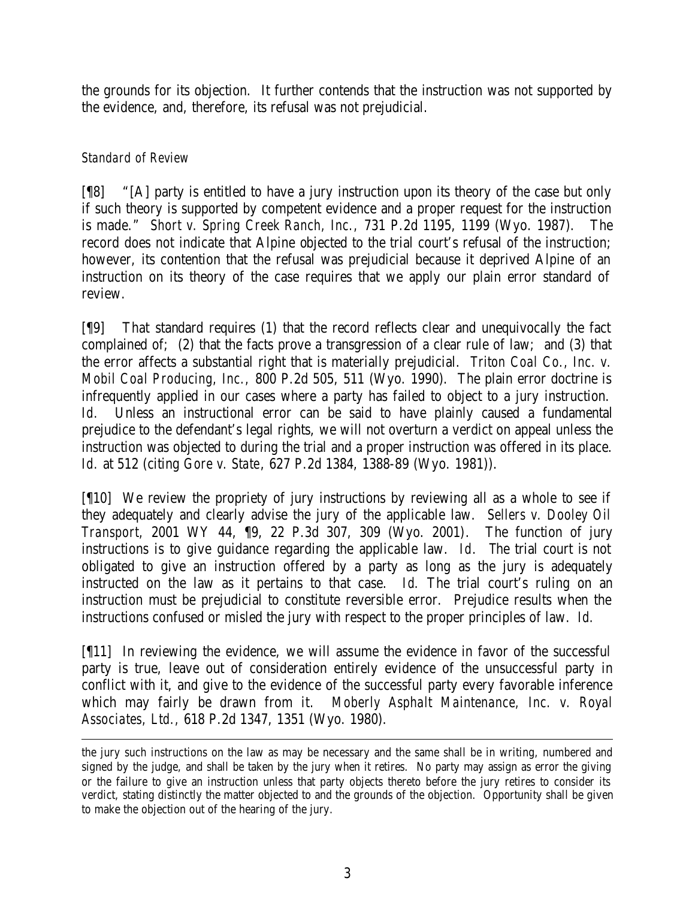the grounds for its objection. It further contends that the instruction was not supported by the evidence, and, therefore, its refusal was not prejudicial.

*Standard of Review*

[¶8] "[A] party is entitled to have a jury instruction upon its theory of the case but only if such theory is supported by competent evidence and a proper request for the instruction is made." *Short v. Spring Creek Ranch, Inc.*, 731 P.2d 1195, 1199 (Wyo. 1987). The record does not indicate that Alpine objected to the trial court's refusal of the instruction; however, its contention that the refusal was prejudicial because it deprived Alpine of an instruction on its theory of the case requires that we apply our plain error standard of review.

[¶9] That standard requires (1) that the record reflects clear and unequivocally the fact complained of; (2) that the facts prove a transgression of a clear rule of law; and (3) that the error affects a substantial right that is materially prejudicial. *Triton Coal Co., Inc. v. Mobil Coal Producing, Inc.*, 800 P.2d 505, 511 (Wyo. 1990). The plain error doctrine is infrequently applied in our cases where a party has failed to object to a jury instruction. *Id.* Unless an instructional error can be said to have plainly caused a fundamental prejudice to the defendant's legal rights, we will not overturn a verdict on appeal unless the instruction was objected to during the trial and a proper instruction was offered in its place. *Id.* at 512 (citing *Gore v. State*, 627 P.2d 1384, 1388-89 (Wyo. 1981)).

[¶10] We review the propriety of jury instructions by reviewing all as a whole to see if they adequately and clearly advise the jury of the applicable law. *Sellers v. Dooley Oil Transport*, 2001 WY 44, ¶9, 22 P.3d 307, 309 (Wyo. 2001). The function of jury instructions is to give guidance regarding the applicable law. *Id.* The trial court is not obligated to give an instruction offered by a party as long as the jury is adequately instructed on the law as it pertains to that case. *Id.* The trial court's ruling on an instruction must be prejudicial to constitute reversible error. Prejudice results when the instructions confused or misled the jury with respect to the proper principles of law. *Id.*

[¶11] In reviewing the evidence, we will assume the evidence in favor of the successful party is true, leave out of consideration entirely evidence of the unsuccessful party in conflict with it, and give to the evidence of the successful party every favorable inference which may fairly be drawn from it. *Moberly Asphalt Maintenance, Inc. v. Royal Associates, Ltd.*, 618 P.2d 1347, 1351 (Wyo. 1980).

---

the jury such instructions on the law as may be necessary and the same shall be in writing, numbered and signed by the judge, and shall be taken by the jury when it retires. No party may assign as error the giving or the failure to give an instruction unless that party objects thereto before the jury retires to consider its verdict, stating distinctly the matter objected to and the grounds of the objection. Opportunity shall be given to make the objection out of the hearing of the jury.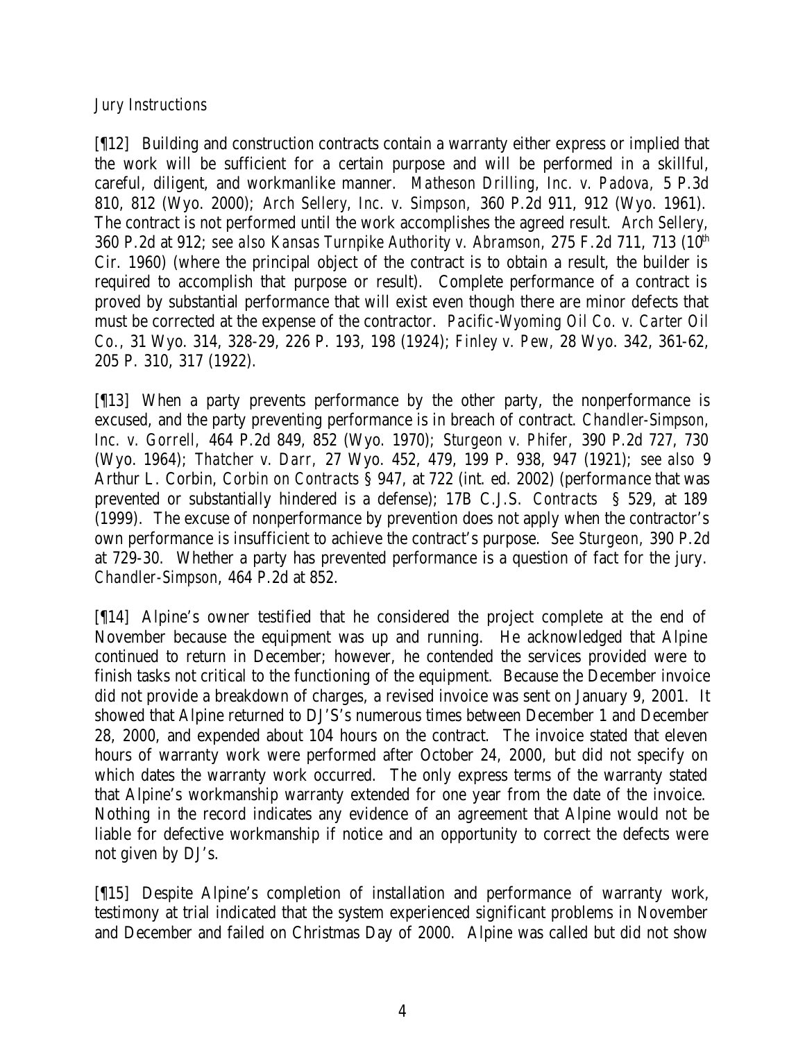*Jury Instructions*

[¶12] Building and construction contracts contain a warranty either express or implied that the work will be sufficient for a certain purpose and will be performed in a skillful, careful, diligent, and workmanlike manner. *Matheson Drilling, Inc. v. Padova*, 5 P.3d 810, 812 (Wyo. 2000); *Arch Sellery, Inc. v. Simpson*, 360 P.2d 911, 912 (Wyo. 1961). The contract is not performed until the work accomplishes the agreed result. *Arch Sellery*, 360 P.2d at 912; *see also Kansas Turnpike Authority v. Abramson*, 275 F.2d 711, 713 (10th Cir. 1960) (where the principal object of the contract is to obtain a result, the builder is required to accomplish that purpose or result). Complete performance of a contract is proved by substantial performance that will exist even though there are minor defects that must be corrected at the expense of the contractor. *Pacific-Wyoming Oil Co. v. Carter Oil Co.*, 31 Wyo. 314, 328-29, 226 P. 193, 198 (1924); *Finley v. Pew*, 28 Wyo. 342, 361-62, 205 P. 310, 317 (1922).

[¶13] When a party prevents performance by the other party, the nonperformance is excused, and the party preventing performance is in breach of contract. *Chandler-Simpson, Inc. v. Gorrell*, 464 P.2d 849, 852 (Wyo. 1970); *Sturgeon v. Phifer*, 390 P.2d 727, 730 (Wyo. 1964); *Thatcher v. Darr*, 27 Wyo. 452, 479, 199 P. 938, 947 (1921); *see also* 9 Arthur L. Corbin, *Corbin on Contracts* § 947, at 722 (int. ed. 2002) (performance that was prevented or substantially hindered is a defense); 17B C.J.S. *Contracts* § 529, at 189 (1999). The excuse of nonperformance by prevention does not apply when the contractor's own performance is insufficient to achieve the contract's purpose. *See Sturgeon*, 390 P.2d at 729-30. Whether a party has prevented performance is a question of fact for the jury. *Chandler-Simpson*, 464 P.2d at 852.

[¶14] Alpine's owner testified that he considered the project complete at the end of November because the equipment was up and running. He acknowledged that Alpine continued to return in December; however, he contended the services provided were to finish tasks not critical to the functioning of the equipment. Because the December invoice did not provide a breakdown of charges, a revised invoice was sent on January 9, 2001. It showed that Alpine returned to DJ'S's numerous times between December 1 and December 28, 2000, and expended about 104 hours on the contract. The invoice stated that eleven hours of warranty work were performed after October 24, 2000, but did not specify on which dates the warranty work occurred. The only express terms of the warranty stated that Alpine's workmanship warranty extended for one year from the date of the invoice. Nothing in the record indicates any evidence of an agreement that Alpine would not be liable for defective workmanship if notice and an opportunity to correct the defects were not given by DJ's.

[¶15] Despite Alpine's completion of installation and performance of warranty work, testimony at trial indicated that the system experienced significant problems in November and December and failed on Christmas Day of 2000. Alpine was called but did not show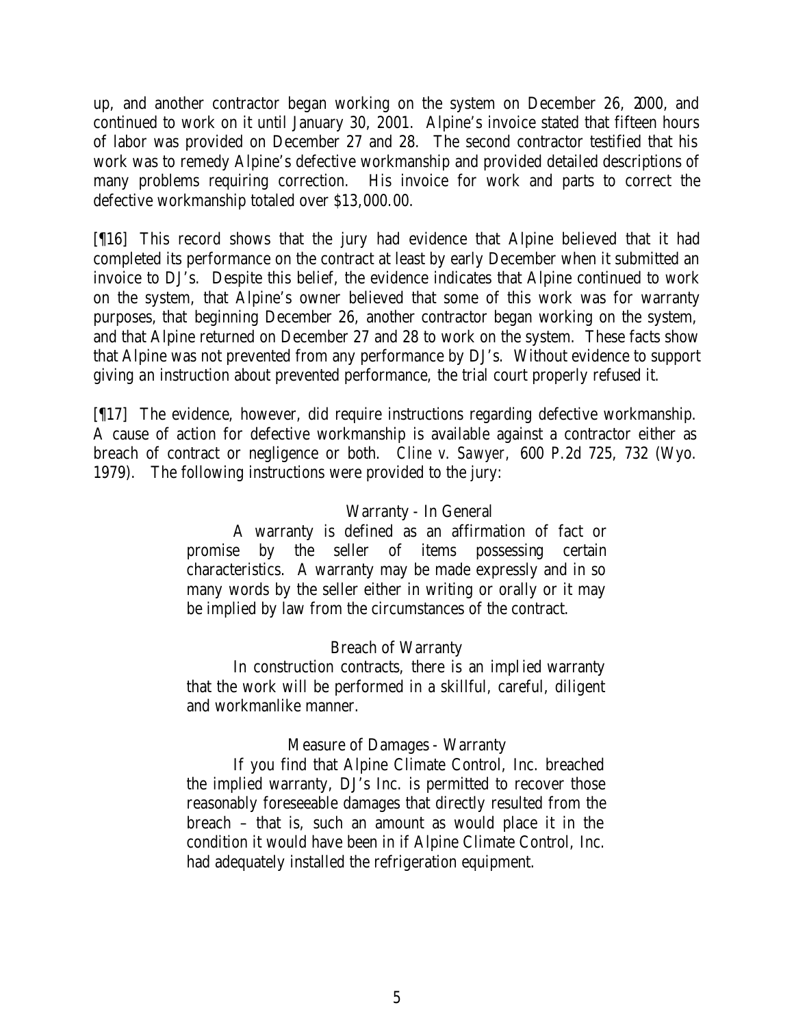up, and another contractor began working on the system on December 26, 2000, and continued to work on it until January 30, 2001. Alpine's invoice stated that fifteen hours of labor was provided on December 27 and 28. The second contractor testified that his work was to remedy Alpine's defective workmanship and provided detailed descriptions of many problems requiring correction. His invoice for work and parts to correct the defective workmanship totaled over $13,000.00.

[¶16] This record shows that the jury had evidence that Alpine believed that it had completed its performance on the contract at least by early December when it submitted an invoice to DJ's. Despite this belief, the evidence indicates that Alpine continued to work on the system, that Alpine's owner believed that some of this work was for warranty purposes, that beginning December 26, another contractor began working on the system, and that Alpine returned on December 27 and 28 to work on the system. These facts show that Alpine was not prevented from any performance by DJ's. Without evidence to support giving an instruction about prevented performance, the trial court properly refused it.

[¶17] The evidence, however, did require instructions regarding defective workmanship. A cause of action for defective workmanship is available against a contractor either as breach of contract or negligence or both. *Cline v. Sawyer*, 600 P.2d 725, 732 (Wyo. 1979). The following instructions were provided to the jury:

> Warranty - In General
>
> A warranty is defined as an affirmation of fact or promise by the seller of items possessing certain characteristics. A warranty may be made expressly and in so many words by the seller either in writing or orally or it may be implied by law from the circumstances of the contract.
>
> Breach of Warranty
>
> In construction contracts, there is an implied warranty that the work will be performed in a skillful, careful, diligent and workmanlike manner.
>
> Measure of Damages - Warranty
>
> If you find that Alpine Climate Control, Inc. breached the implied warranty, DJ's Inc. is permitted to recover those reasonably foreseeable damages that directly resulted from the breach – that is, such an amount as would place it in the condition it would have been in if Alpine Climate Control, Inc. had adequately installed the refrigeration equipment.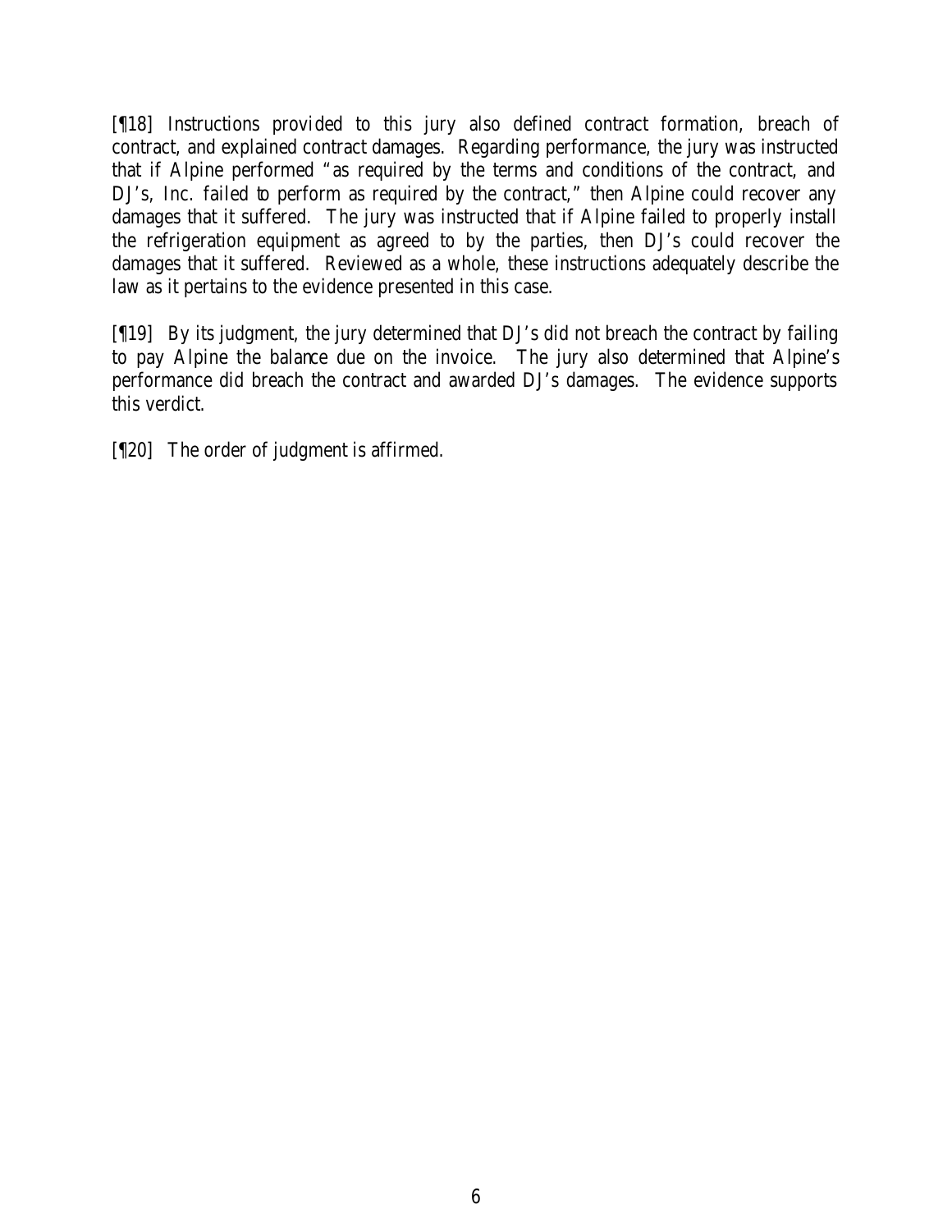[¶18] Instructions provided to this jury also defined contract formation, breach of contract, and explained contract damages. Regarding performance, the jury was instructed that if Alpine performed "as required by the terms and conditions of the contract, and DJ's, Inc. failed to perform as required by the contract," then Alpine could recover any damages that it suffered. The jury was instructed that if Alpine failed to properly install the refrigeration equipment as agreed to by the parties, then DJ's could recover the damages that it suffered. Reviewed as a whole, these instructions adequately describe the law as it pertains to the evidence presented in this case.

[¶19] By its judgment, the jury determined that DJ's did not breach the contract by failing to pay Alpine the balance due on the invoice. The jury also determined that Alpine's performance did breach the contract and awarded DJ's damages. The evidence supports this verdict.

[¶20] The order of judgment is affirmed.